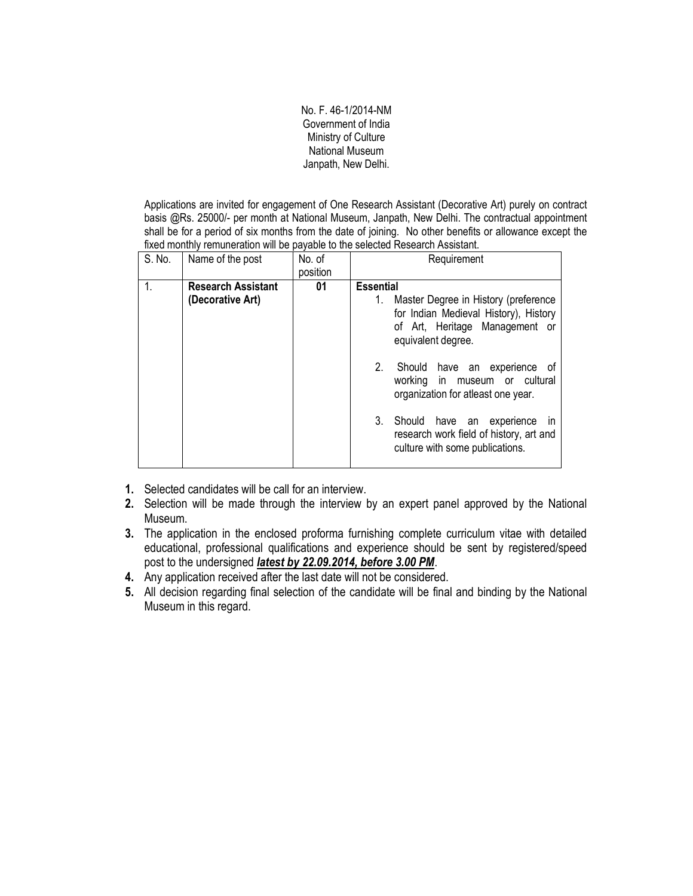No. F. 46-1/2014-NM
Government of India
Ministry of Culture
National Museum
Janpath, New Delhi.

Applications are invited for engagement of One Research Assistant (Decorative Art) purely on contract basis @Rs. 25000/- per month at National Museum, Janpath, New Delhi. The contractual appointment shall be for a period of six months from the date of joining. No other benefits or allowance except the fixed monthly remuneration will be payable to the selected Research Assistant.

| S. No. | Name of the post | No. of position | Requirement |
|---|---|---|---|
| 1. | **Research Assistant (Decorative Art)** | **01** | **Essential**<br>1. Master Degree in History (preference for Indian Medieval History), History of Art, Heritage Management or equivalent degree.<br>2. Should have an experience of working in museum or cultural organization for atleast one year.<br>3. Should have an experience in research work field of history, art and culture with some publications. |

1. Selected candidates will be call for an interview.
2. Selection will be made through the interview by an expert panel approved by the National Museum.
3. The application in the enclosed proforma furnishing complete curriculum vitae with detailed educational, professional qualifications and experience should be sent by registered/speed post to the undersigned ***latest by 22.09.2014, before 3.00 PM***.
4. Any application received after the last date will not be considered.
5. All decision regarding final selection of the candidate will be final and binding by the National Museum in this regard.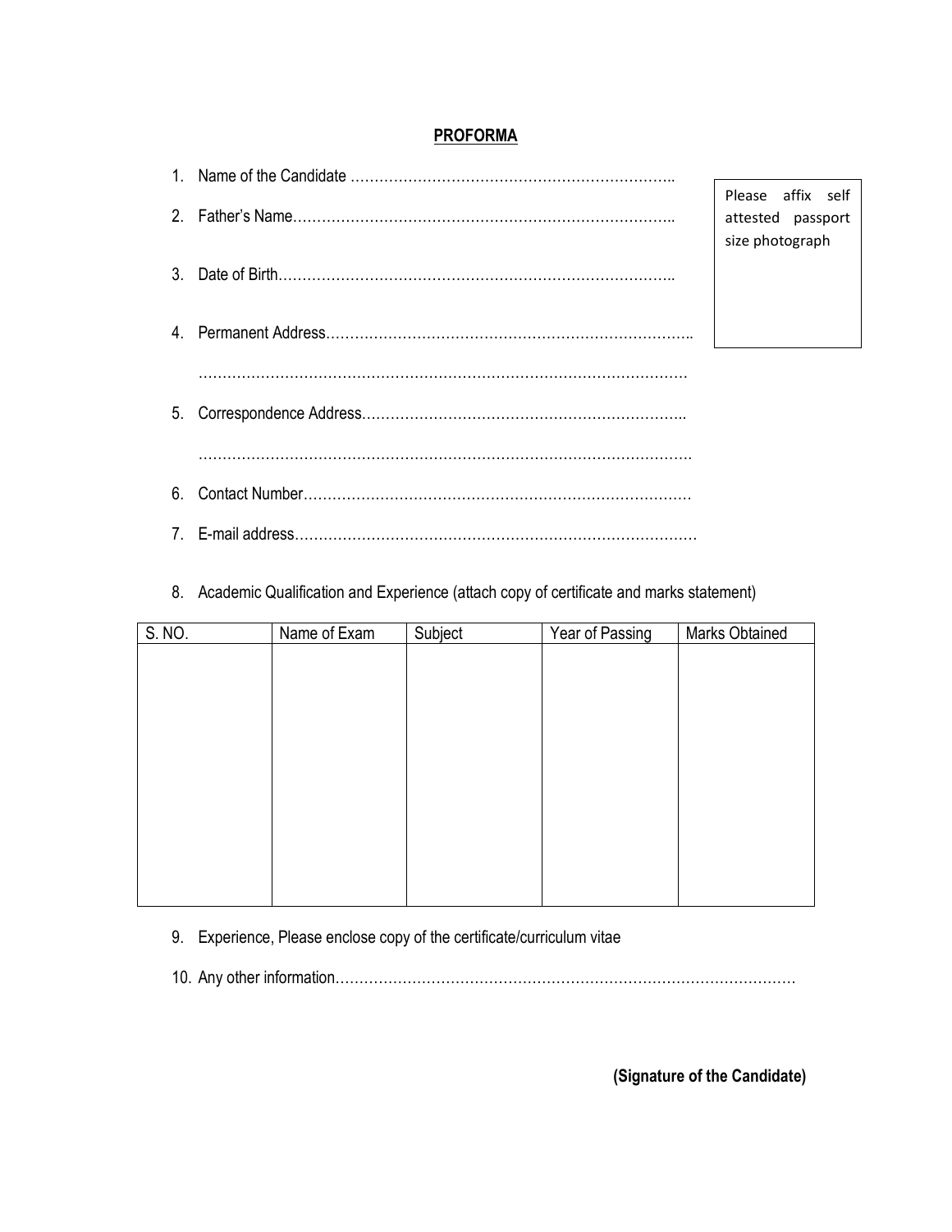## PROFORMA

Please affix self attested passport size photograph

1. Name of the Candidate …………………………………………………………..
2. Father's Name……………………………………………………………………..
3. Date of Birth………………………………………………………………………..
4. Permanent Address…………………………………………………………………..

   ………………………………………………………………………………………
5. Correspondence Address…………………………………………………………..

   ………………………………………………………………………………………
6. Contact Number………………………………………………………………………
7. E-mail address…………………………………………………………………………
8. Academic Qualification and Experience (attach copy of certificate and marks statement)

| S. NO. | Name of Exam | Subject | Year of Passing | Marks Obtained |
|---|---|---|---|---|
| | | | | |

9. Experience, Please enclose copy of the certificate/curriculum vitae
10. Any other information……………………………………………………………………………………

**(Signature of the Candidate)**